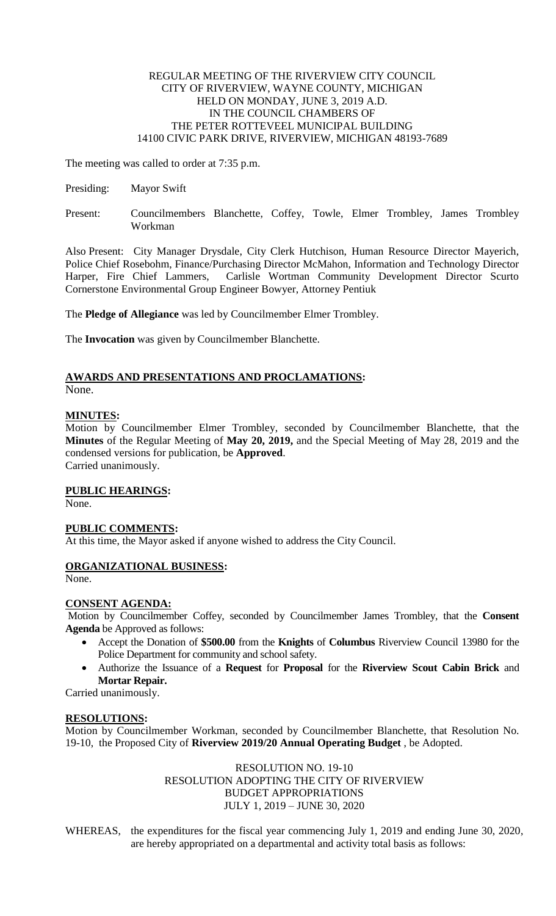REGULAR MEETING OF THE RIVERVIEW CITY COUNCIL
CITY OF RIVERVIEW, WAYNE COUNTY, MICHIGAN
HELD ON MONDAY, JUNE 3, 2019 A.D.
IN THE COUNCIL CHAMBERS OF
THE PETER ROTTEVEEL MUNICIPAL BUILDING
14100 CIVIC PARK DRIVE, RIVERVIEW, MICHIGAN 48193-7689

The meeting was called to order at 7:35 p.m.

Presiding: Mayor Swift

Present: Councilmembers Blanchette, Coffey, Towle, Elmer Trombley, James Trombley Workman

Also Present: City Manager Drysdale, City Clerk Hutchison, Human Resource Director Mayerich, Police Chief Rosebohm, Finance/Purchasing Director McMahon, Information and Technology Director Harper, Fire Chief Lammers, Carlisle Wortman Community Development Director Scurto Cornerstone Environmental Group Engineer Bowyer, Attorney Pentiuk

The **Pledge of Allegiance** was led by Councilmember Elmer Trombley.

The **Invocation** was given by Councilmember Blanchette.

**AWARDS AND PRESENTATIONS AND PROCLAMATIONS:**
None.

**MINUTES:**
Motion by Councilmember Elmer Trombley, seconded by Councilmember Blanchette, that the **Minutes** of the Regular Meeting of **May 20, 2019,** and the Special Meeting of May 28, 2019 and the condensed versions for publication, be **Approved**.
Carried unanimously.

**PUBLIC HEARINGS:**
None.

**PUBLIC COMMENTS:**
At this time, the Mayor asked if anyone wished to address the City Council.

**ORGANIZATIONAL BUSINESS:**
None.

**CONSENT AGENDA:**
Motion by Councilmember Coffey, seconded by Councilmember James Trombley, that the **Consent Agenda** be Approved as follows:

- Accept the Donation of **$500.00** from the **Knights** of **Columbus** Riverview Council 13980 for the Police Department for community and school safety.
- Authorize the Issuance of a **Request** for **Proposal** for the **Riverview Scout Cabin Brick** and **Mortar Repair.**

Carried unanimously.

**RESOLUTIONS:**
Motion by Councilmember Workman, seconded by Councilmember Blanchette, that Resolution No. 19-10, the Proposed City of **Riverview 2019/20 Annual Operating Budget** , be Adopted.

RESOLUTION NO. 19-10
RESOLUTION ADOPTING THE CITY OF RIVERVIEW
BUDGET APPROPRIATIONS
JULY 1, 2019 – JUNE 30, 2020

WHEREAS, the expenditures for the fiscal year commencing July 1, 2019 and ending June 30, 2020, are hereby appropriated on a departmental and activity total basis as follows: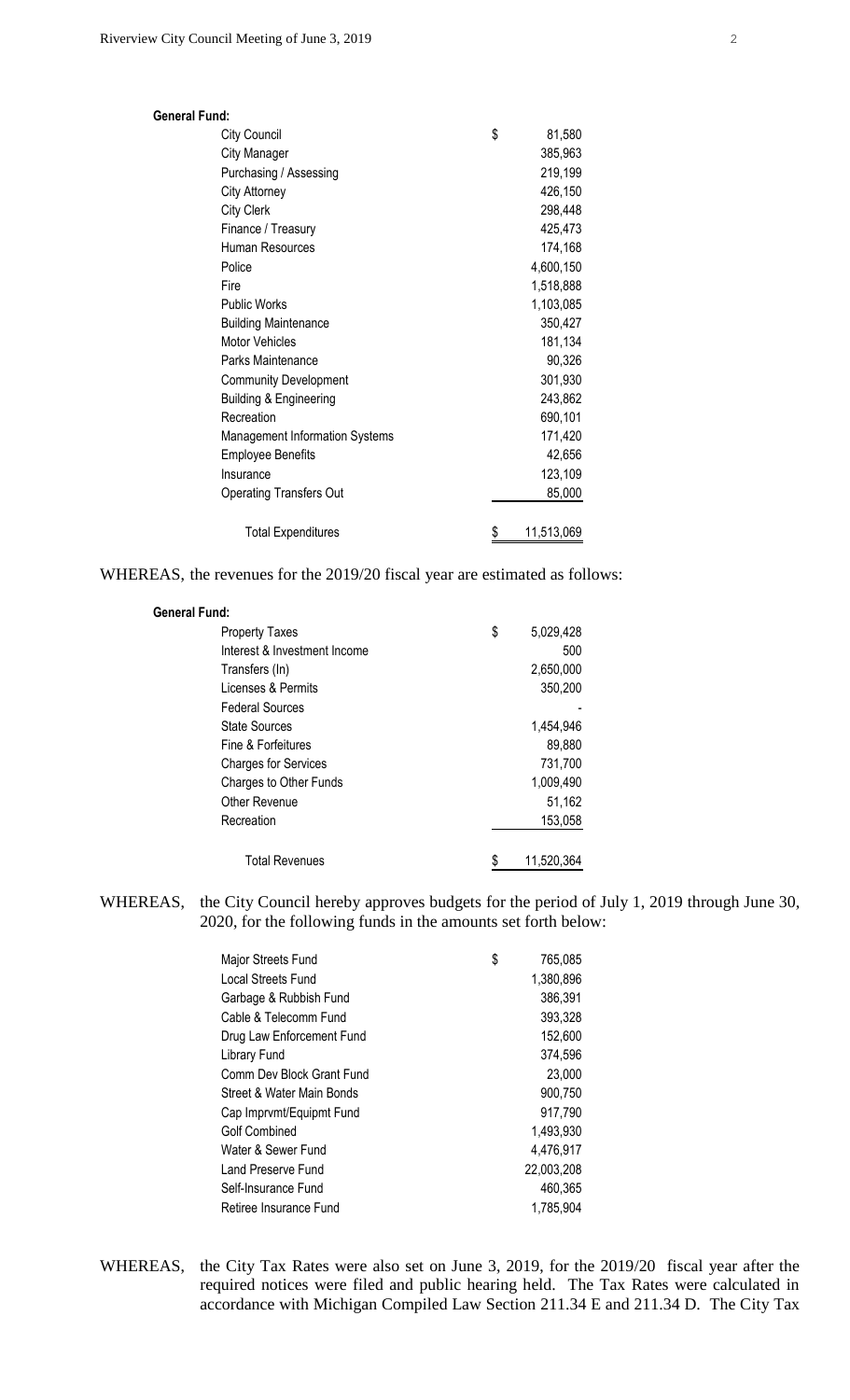**General Fund:**

| | |
|---|---|
| City Council | $ 81,580 |
| City Manager | 385,963 |
| Purchasing / Assessing | 219,199 |
| City Attorney | 426,150 |
| City Clerk | 298,448 |
| Finance / Treasury | 425,473 |
| Human Resources | 174,168 |
| Police | 4,600,150 |
| Fire | 1,518,888 |
| Public Works | 1,103,085 |
| Building Maintenance | 350,427 |
| Motor Vehicles | 181,134 |
| Parks Maintenance | 90,326 |
| Community Development | 301,930 |
| Building & Engineering | 243,862 |
| Recreation | 690,101 |
| Management Information Systems | 171,420 |
| Employee Benefits | 42,656 |
| Insurance | 123,109 |
| Operating Transfers Out | 85,000 |
| Total Expenditures | $ 11,513,069 |

WHEREAS, the revenues for the 2019/20 fiscal year are estimated as follows:

**General Fund:**

| | |
|---|---|
| Property Taxes | $ 5,029,428 |
| Interest & Investment Income | 500 |
| Transfers (In) | 2,650,000 |
| Licenses & Permits | 350,200 |
| Federal Sources | - |
| State Sources | 1,454,946 |
| Fine & Forfeitures | 89,880 |
| Charges for Services | 731,700 |
| Charges to Other Funds | 1,009,490 |
| Other Revenue | 51,162 |
| Recreation | 153,058 |
| Total Revenues | $ 11,520,364 |

WHEREAS, the City Council hereby approves budgets for the period of July 1, 2019 through June 30, 2020, for the following funds in the amounts set forth below:

| | |
|---|---|
| Major Streets Fund | $ 765,085 |
| Local Streets Fund | 1,380,896 |
| Garbage & Rubbish Fund | 386,391 |
| Cable & Telecomm Fund | 393,328 |
| Drug Law Enforcement Fund | 152,600 |
| Library Fund | 374,596 |
| Comm Dev Block Grant Fund | 23,000 |
| Street & Water Main Bonds | 900,750 |
| Cap Imprvmt/Equipmt Fund | 917,790 |
| Golf Combined | 1,493,930 |
| Water & Sewer Fund | 4,476,917 |
| Land Preserve Fund | 22,003,208 |
| Self-Insurance Fund | 460,365 |
| Retiree Insurance Fund | 1,785,904 |

WHEREAS, the City Tax Rates were also set on June 3, 2019, for the 2019/20 fiscal year after the required notices were filed and public hearing held. The Tax Rates were calculated in accordance with Michigan Compiled Law Section 211.34 E and 211.34 D. The City Tax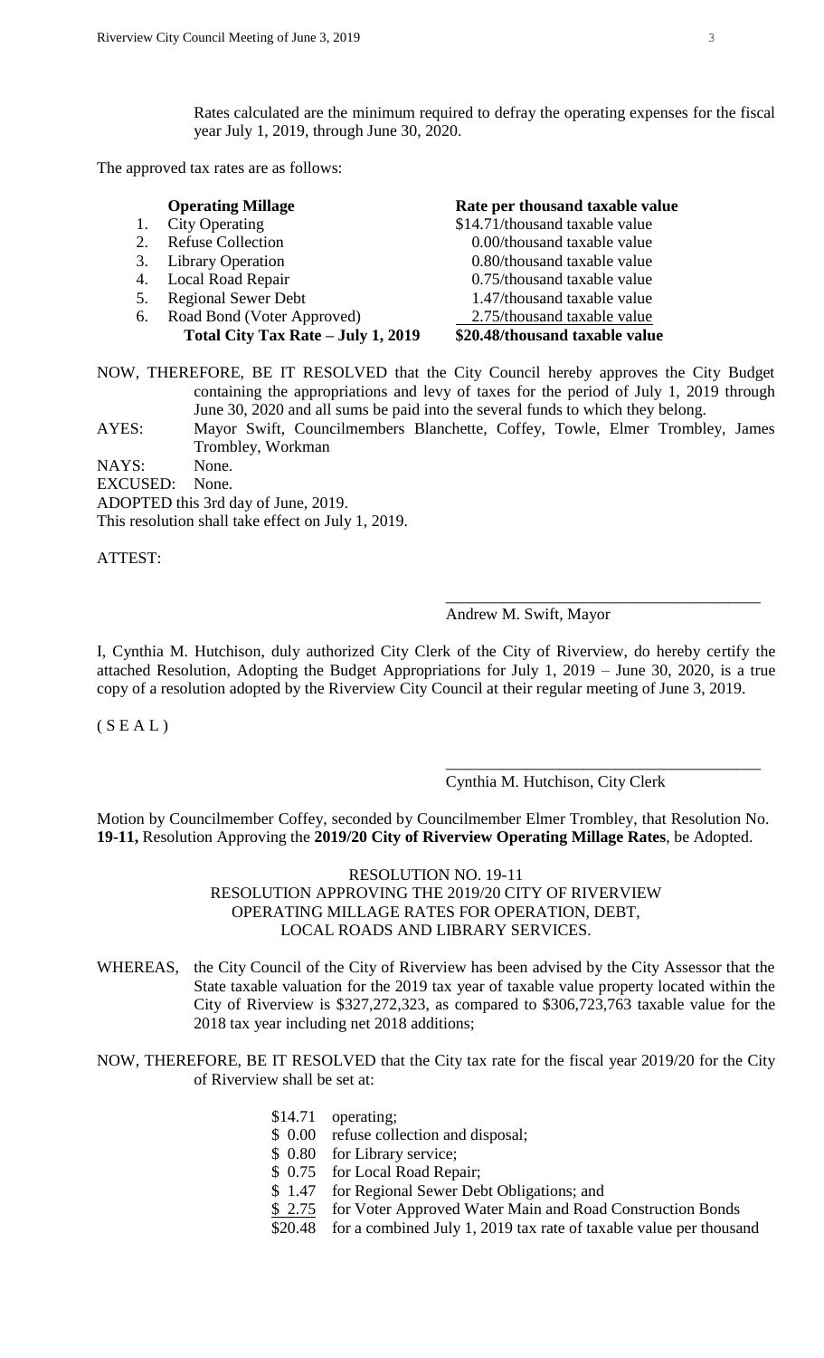Rates calculated are the minimum required to defray the operating expenses for the fiscal year July 1, 2019, through June 30, 2020.

The approved tax rates are as follows:

| **Operating Millage** | **Rate per thousand taxable value** |
|---|---|
| 1. City Operating | $14.71/thousand taxable value |
| 2. Refuse Collection | 0.00/thousand taxable value |
| 3. Library Operation | 0.80/thousand taxable value |
| 4. Local Road Repair | 0.75/thousand taxable value |
| 5. Regional Sewer Debt | 1.47/thousand taxable value |
| 6. Road Bond (Voter Approved) | 2.75/thousand taxable value |
| **Total City Tax Rate – July 1, 2019** | **$20.48/thousand taxable value** |

NOW, THEREFORE, BE IT RESOLVED that the City Council hereby approves the City Budget containing the appropriations and levy of taxes for the period of July 1, 2019 through June 30, 2020 and all sums be paid into the several funds to which they belong.

AYES: Mayor Swift, Councilmembers Blanchette, Coffey, Towle, Elmer Trombley, James Trombley, Workman

NAYS: None.

EXCUSED: None.

ADOPTED this 3rd day of June, 2019.

This resolution shall take effect on July 1, 2019.

ATTEST:

\_\_\_\_\_\_\_\_\_\_\_\_\_\_\_\_\_\_\_\_\_\_\_\_\_\_\_\_\_\_\_\_\_\_\_\_\_\_

Andrew M. Swift, Mayor

I, Cynthia M. Hutchison, duly authorized City Clerk of the City of Riverview, do hereby certify the attached Resolution, Adopting the Budget Appropriations for July 1, 2019 – June 30, 2020, is a true copy of a resolution adopted by the Riverview City Council at their regular meeting of June 3, 2019.

( S E A L )

\_\_\_\_\_\_\_\_\_\_\_\_\_\_\_\_\_\_\_\_\_\_\_\_\_\_\_\_\_\_\_\_\_\_\_\_\_\_

Cynthia M. Hutchison, City Clerk

Motion by Councilmember Coffey, seconded by Councilmember Elmer Trombley, that Resolution No. **19-11,** Resolution Approving the **2019/20 City of Riverview Operating Millage Rates**, be Adopted.

RESOLUTION NO. 19-11
RESOLUTION APPROVING THE 2019/20 CITY OF RIVERVIEW
OPERATING MILLAGE RATES FOR OPERATION, DEBT,
LOCAL ROADS AND LIBRARY SERVICES.

WHEREAS, the City Council of the City of Riverview has been advised by the City Assessor that the State taxable valuation for the 2019 tax year of taxable value property located within the City of Riverview is $327,272,323, as compared to $306,723,763 taxable value for the 2018 tax year including net 2018 additions;

NOW, THEREFORE, BE IT RESOLVED that the City tax rate for the fiscal year 2019/20 for the City of Riverview shall be set at:

| | |
|---|---|
| $14.71 | operating; |
| $ 0.00 | refuse collection and disposal; |
| $ 0.80 | for Library service; |
| $ 0.75 | for Local Road Repair; |
| $ 1.47 | for Regional Sewer Debt Obligations; and |
| $ 2.75 | for Voter Approved Water Main and Road Construction Bonds |
| $20.48 | for a combined July 1, 2019 tax rate of taxable value per thousand |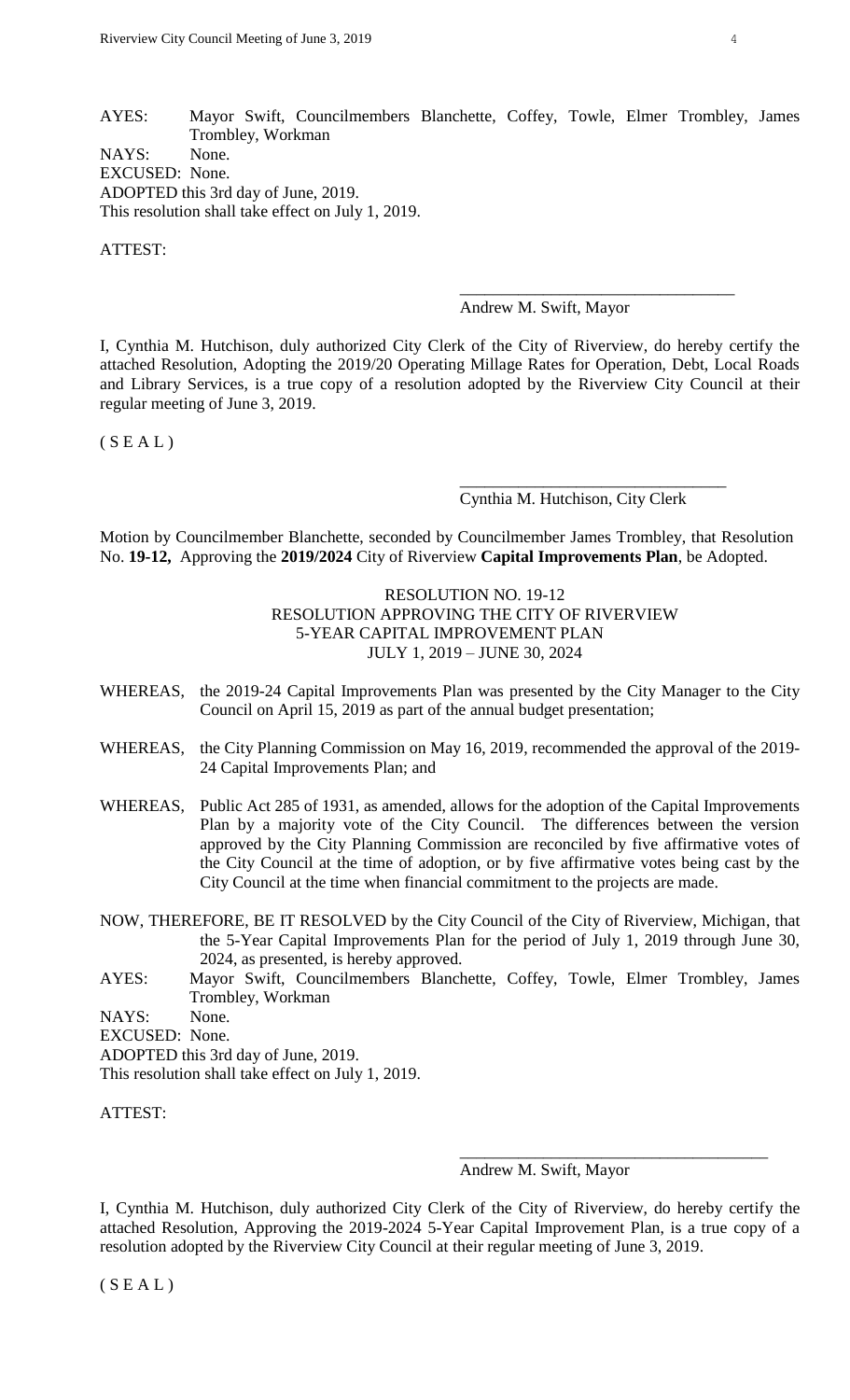AYES: Mayor Swift, Councilmembers Blanchette, Coffey, Towle, Elmer Trombley, James Trombley, Workman
NAYS: None.
EXCUSED: None.
ADOPTED this 3rd day of June, 2019.
This resolution shall take effect on July 1, 2019.

ATTEST:

\_\_\_\_\_\_\_\_\_\_\_\_\_\_\_\_\_\_\_\_\_\_\_\_\_\_\_\_\_\_\_\_\_
Andrew M. Swift, Mayor

I, Cynthia M. Hutchison, duly authorized City Clerk of the City of Riverview, do hereby certify the attached Resolution, Adopting the 2019/20 Operating Millage Rates for Operation, Debt, Local Roads and Library Services, is a true copy of a resolution adopted by the Riverview City Council at their regular meeting of June 3, 2019.

( S E A L )

\_\_\_\_\_\_\_\_\_\_\_\_\_\_\_\_\_\_\_\_\_\_\_\_\_\_\_\_\_\_\_\_\_
Cynthia M. Hutchison, City Clerk

Motion by Councilmember Blanchette, seconded by Councilmember James Trombley, that Resolution No. **19-12,** Approving the **2019/2024** City of Riverview **Capital Improvements Plan**, be Adopted.

RESOLUTION NO. 19-12
RESOLUTION APPROVING THE CITY OF RIVERVIEW
5-YEAR CAPITAL IMPROVEMENT PLAN
JULY 1, 2019 – JUNE 30, 2024

WHEREAS, the 2019-24 Capital Improvements Plan was presented by the City Manager to the City Council on April 15, 2019 as part of the annual budget presentation;

WHEREAS, the City Planning Commission on May 16, 2019, recommended the approval of the 2019-24 Capital Improvements Plan; and

WHEREAS, Public Act 285 of 1931, as amended, allows for the adoption of the Capital Improvements Plan by a majority vote of the City Council. The differences between the version approved by the City Planning Commission are reconciled by five affirmative votes of the City Council at the time of adoption, or by five affirmative votes being cast by the City Council at the time when financial commitment to the projects are made.

NOW, THEREFORE, BE IT RESOLVED by the City Council of the City of Riverview, Michigan, that the 5-Year Capital Improvements Plan for the period of July 1, 2019 through June 30, 2024, as presented, is hereby approved.

AYES: Mayor Swift, Councilmembers Blanchette, Coffey, Towle, Elmer Trombley, James Trombley, Workman
NAYS: None.
EXCUSED: None.
ADOPTED this 3rd day of June, 2019.
This resolution shall take effect on July 1, 2019.

ATTEST:

\_\_\_\_\_\_\_\_\_\_\_\_\_\_\_\_\_\_\_\_\_\_\_\_\_\_\_\_\_\_\_\_\_\_\_\_\_
Andrew M. Swift, Mayor

I, Cynthia M. Hutchison, duly authorized City Clerk of the City of Riverview, do hereby certify the attached Resolution, Approving the 2019-2024 5-Year Capital Improvement Plan, is a true copy of a resolution adopted by the Riverview City Council at their regular meeting of June 3, 2019.

( S E A L )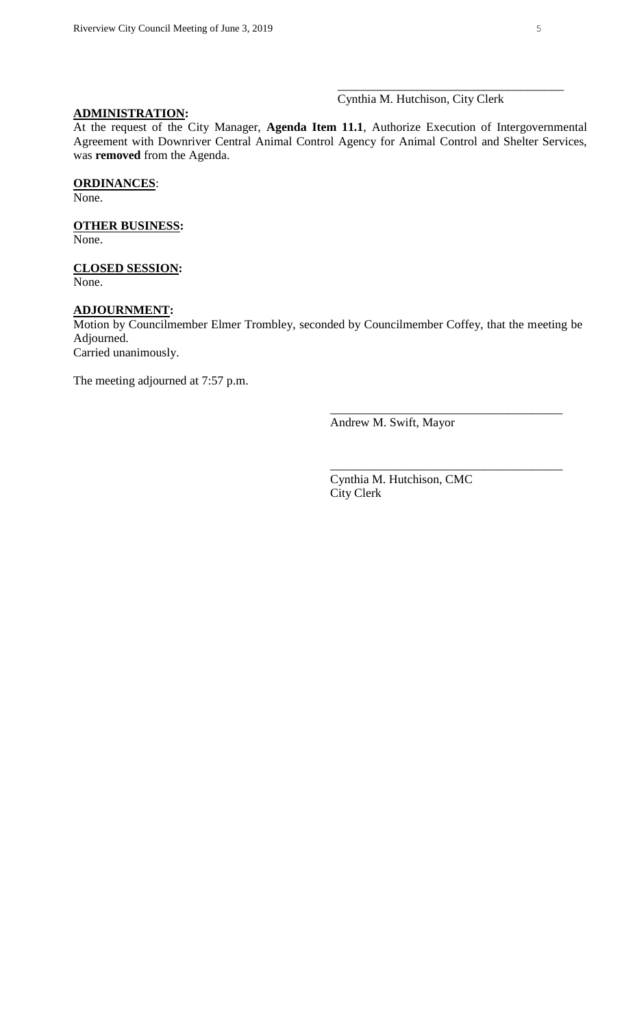\_\_\_\_\_\_\_\_\_\_\_\_\_\_\_\_\_\_\_\_\_\_\_\_\_\_\_\_\_\_\_\_\_\_\_\_\_\_

Cynthia M. Hutchison, City Clerk

**ADMINISTRATION:**

At the request of the City Manager, **Agenda Item 11.1**, Authorize Execution of Intergovernmental Agreement with Downriver Central Animal Control Agency for Animal Control and Shelter Services, was **removed** from the Agenda.

**ORDINANCES**:

None.

**OTHER BUSINESS:**

None.

**CLOSED SESSION:**

None.

**ADJOURNMENT:**

Motion by Councilmember Elmer Trombley, seconded by Councilmember Coffey, that the meeting be Adjourned.

Carried unanimously.

The meeting adjourned at 7:57 p.m.

\_\_\_\_\_\_\_\_\_\_\_\_\_\_\_\_\_\_\_\_\_\_\_\_\_\_\_\_\_\_\_\_\_\_\_\_\_\_

Andrew M. Swift, Mayor

\_\_\_\_\_\_\_\_\_\_\_\_\_\_\_\_\_\_\_\_\_\_\_\_\_\_\_\_\_\_\_\_\_\_\_\_\_\_

Cynthia M. Hutchison, CMC
City Clerk